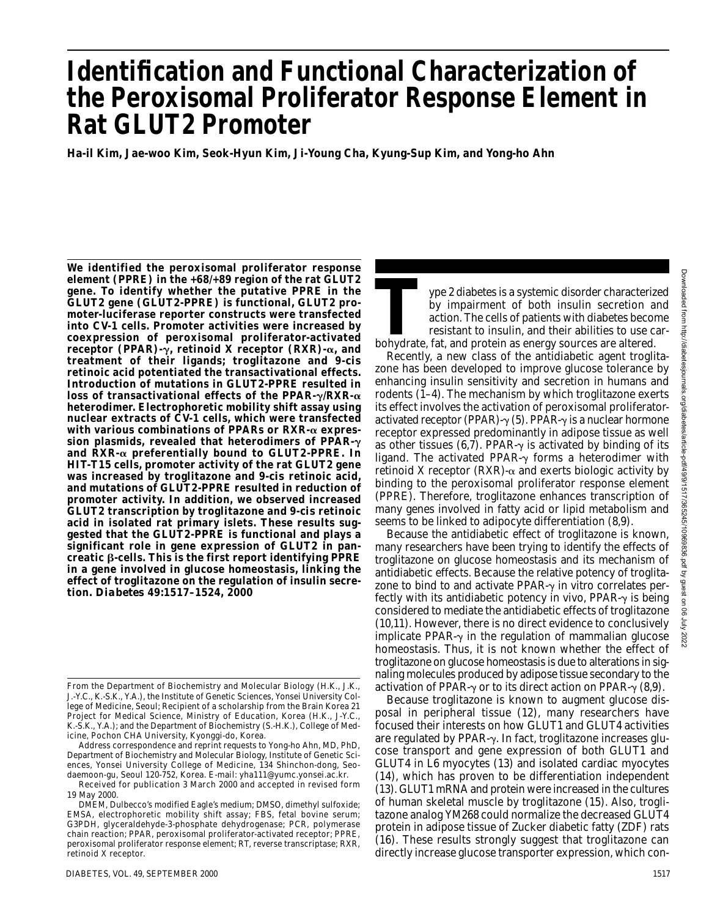# Identification and Functional Characterization of the Peroxisomal Proliferator Response Element in Rat GLUT2 Promoter

**Ha-il Kim, Jae-woo Kim, Seok-Hyun Kim, Ji-Young Cha, Kyung-Sup Kim, and Yong-ho Ahn**

**We identified the peroxisomal proliferator response element (PPRE) in the +68/+89 region of the rat GLUT2 gene. To identify whether the putative PPRE in the GLUT2 gene (GLUT2-PPRE) is functional, GLUT2 promoter-luciferase reporter constructs were transfected into CV-1 cells. Promoter activities were increased by coexpression of peroxisomal proliferator-activated receptor (PPAR)-γ, retinoid X receptor (RXR)-α, and treatment of their ligands; troglitazone and 9-cis retinoic acid potentiated the transactivational effects. Introduction of mutations in GLUT2-PPRE resulted in loss of transactivational effects of the PPAR-γ/RXR-α heterodimer. Electrophoretic mobility shift assay using nuclear extracts of CV-1 cells, which were transfected with various combinations of PPARs or RXR-α expression plasmids, revealed that heterodimers of PPAR-γ and RXR-α preferentially bound to GLUT2-PPRE. In HIT-T15 cells, promoter activity of the rat GLUT2 gene was increased by troglitazone and 9-cis retinoic acid, and mutations of GLUT2-PPRE resulted in reduction of promoter activity. In addition, we observed increased GLUT2 transcription by troglitazone and 9-cis retinoic acid in isolated rat primary islets. These results suggested that the GLUT2-PPRE is functional and plays a significant role in gene expression of GLUT2 in pancreatic β-cells. This is the first report identifying PPRE in a gene involved in glucose homeostasis, linking the effect of troglitazone on the regulation of insulin secretion.** ***Diabetes*** **49:1517–1524, 2000**

From the Department of Biochemistry and Molecular Biology (H.K., J.K., J.-Y.C., K.-S.K., Y.A.), the Institute of Genetic Sciences, Yonsei University College of Medicine, Seoul; Recipient of a scholarship from the Brain Korea 21 Project for Medical Science, Ministry of Education, Korea (H.K., J-Y.C., K.-S.K., Y.A.); and the Department of Biochemistry (S.-H.K.), College of Medicine, Pochon CHA University, Kyonggi-do, Korea.

Address correspondence and reprint requests to Yong-ho Ahn, MD, PhD, Department of Biochemistry and Molecular Biology, Institute of Genetic Sciences, Yonsei University College of Medicine, 134 Shinchon-dong, Seodaemoon-gu, Seoul 120-752, Korea. E-mail: yha111@yumc.yonsei.ac.kr.

Received for publication 3 March 2000 and accepted in revised form 19 May 2000.

DMEM, Dulbecco's modified Eagle's medium; DMSO, dimethyl sulfoxide; EMSA, electrophoretic mobility shift assay; FBS, fetal bovine serum; G3PDH, glyceraldehyde-3-phosphate dehydrogenase; PCR, polymerase chain reaction; PPAR, peroxisomal proliferator-activated receptor; PPRE, peroxisomal proliferator response element; RT, reverse transcriptase; RXR, retinoid X receptor.

Type 2 diabetes is a systemic disorder characterized by impairment of both insulin secretion and action. The cells of patients with diabetes become resistant to insulin, and their abilities to use carbohydrate, fat, and protein as energy sources are altered.

Recently, a new class of the antidiabetic agent troglitazone has been developed to improve glucose tolerance by enhancing insulin sensitivity and secretion in humans and rodents (1–4). The mechanism by which troglitazone exerts its effect involves the activation of peroxisomal proliferator-activated receptor (PPAR)-γ (5). PPAR-γ is a nuclear hormone receptor expressed predominantly in adipose tissue as well as other tissues (6,7). PPAR-γ is activated by binding of its ligand. The activated PPAR-γ forms a heterodimer with retinoid X receptor (RXR)-α and exerts biologic activity by binding to the peroxisomal proliferator response element (PPRE). Therefore, troglitazone enhances transcription of many genes involved in fatty acid or lipid metabolism and seems to be linked to adipocyte differentiation (8,9).

Because the antidiabetic effect of troglitazone is known, many researchers have been trying to identify the effects of troglitazone on glucose homeostasis and its mechanism of antidiabetic effects. Because the relative potency of troglitazone to bind to and activate PPAR-γ in vitro correlates perfectly with its antidiabetic potency in vivo, PPAR-γ is being considered to mediate the antidiabetic effects of troglitazone (10,11). However, there is no direct evidence to conclusively implicate PPAR-γ in the regulation of mammalian glucose homeostasis. Thus, it is not known whether the effect of troglitazone on glucose homeostasis is due to alterations in signaling molecules produced by adipose tissue secondary to the activation of PPAR-γ or to its direct action on PPAR-γ (8,9).

Because troglitazone is known to augment glucose disposal in peripheral tissue (12), many researchers have focused their interests on how GLUT1 and GLUT4 activities are regulated by PPAR-γ. In fact, troglitazone increases glucose transport and gene expression of both GLUT1 and GLUT4 in L6 myocytes (13) and isolated cardiac myocytes (14), which has proven to be differentiation independent (13). GLUT1 mRNA and protein were increased in the cultures of human skeletal muscle by troglitazone (15). Also, troglitazone analog YM268 could normalize the decreased GLUT4 protein in adipose tissue of Zucker diabetic fatty (ZDF) rats (16). These results strongly suggest that troglitazone can directly increase glucose transporter expression, which con-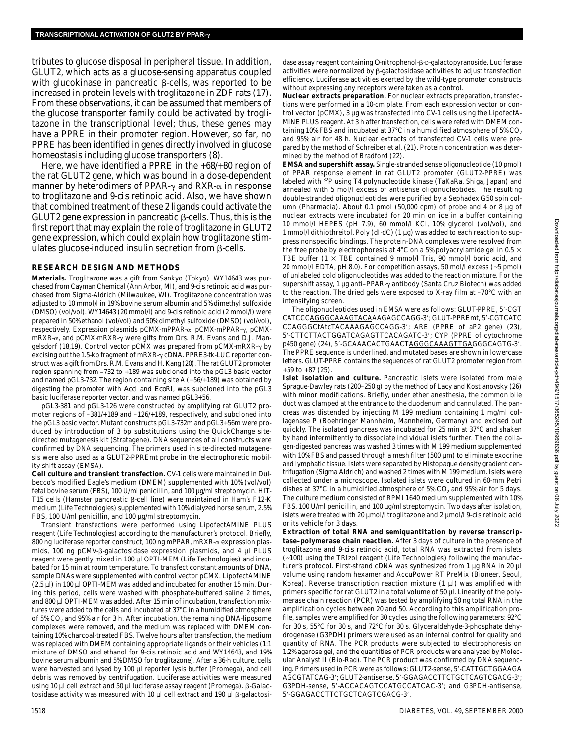tributes to glucose disposal in peripheral tissue. In addition, GLUT2, which acts as a glucose-sensing apparatus coupled with glucokinase in pancreatic β-cells, was reported to be increased in protein levels with troglitazone in ZDF rats (17). From these observations, it can be assumed that members of the glucose transporter family could be activated by troglitazone in the transcriptional level; thus, these genes may have a PPRE in their promoter region. However, so far, no PPRE has been identified in genes directly involved in glucose homeostasis including glucose transporters (8).

Here, we have identified a PPRE in the +68/+80 region of the rat GLUT2 gene, which was bound in a dose-dependent manner by heterodimers of PPAR-γ and RXR-α in response to troglitazone and 9-*cis* retinoic acid. Also, we have shown that combined treatment of these 2 ligands could activate the GLUT2 gene expression in pancreatic β-cells. Thus, this is the first report that may explain the role of troglitazone in GLUT2 gene expression, which could explain how troglitazone stimulates glucose-induced insulin secretion from β-cells.

## RESEARCH DESIGN AND METHODS

**Materials.** Troglitazone was a gift from Sankyo (Tokyo). WY14643 was purchased from Cayman Chemical (Ann Arbor, MI), and 9-*cis* retinoic acid was purchased from Sigma-Aldrich (Milwaukee, WI). Troglitazone concentration was adjusted to 10 mmol/l in 19% bovine serum albumin and 5% dimethyl sulfoxide (DMSO) (vol/vol). WY14643 (20 mmol/l) and 9-*cis* retinoic acid (2 mmol/l) were prepared in 50% ethanol (vol/vol) and 50% dimethyl sulfoxide (DMSO) (vol/vol), respectively. Expression plasmids pCMX-mPPAR-α, pCMX-mPPAR-γ, pCMX-mRXR-α, and pCMX-mRXR-γ were gifts from Drs. R.M. Evans and D.J. Mangelsdorf (18,19). Control vector pCMX was prepared from pCMX-mRXR-γ by excising out the 1.5-kb fragment of mRXR-γ cDNA. PPRE3-tk-LUC reporter construct was a gift from Drs. R.M. Evans and H. Kang (20). The rat GLUT2 promoter region spanning from –732 to +189 was subcloned into the pGL3 basic vector and named pGL3-732. The region containing site A (+56/+189) was obtained by digesting the promoter with *Acc*I and *Eco*RI, was subcloned into the pGL3 basic luciferase reporter vector, and was named pGL3+56.

pGL3-381 and pGL3-126 were constructed by amplifying rat GLUT2 promoter regions of –381/+189 and –126/+189, respectively, and subcloned into the pGL3 basic vector. Mutant constructs pGL3-732m and pGL3+56m were produced by introduction of 3 bp substitutions using the QuickChange site-directed mutagenesis kit (Stratagene). DNA sequences of all constructs were confirmed by DNA sequencing. The primers used in site-directed mutagenesis were also used as a GLUT2-PPREmt probe in the electrophoretic mobility shift assay (EMSA).

**Cell culture and transient transfection.** CV-1 cells were maintained in Dulbecco's modified Eagle's medium (DMEM) supplemented with 10% (vol/vol) fetal bovine serum (FBS), 100 U/ml penicillin, and 100 μg/ml streptomycin. HIT-T15 cells (Hamster pancreatic β-cell line) were maintained in Ham's F12-K medium (Life Technologies) supplemented with 10% dialyzed horse serum, 2.5% FBS, 100 U/ml penicillin, and 100 μg/ml streptomycin.

Transient transfections were performed using LipofectAMINE PLUS reagent (Life Technologies) according to the manufacturer's protocol. Briefly, 800 ng luciferase reporter construct, 100 ng mPPAR, mRXR-α expression plasmids, 100 ng pCMV-β-galactosidase expression plasmids, and 4 μl PLUS reagent were gently mixed in 100 μl OPTI-MEM (Life Technologies) and incubated for 15 min at room temperature. To transfect constant amounts of DNA, sample DNAs were supplemented with control vector pCMX. LipofectAMINE (2.5 μl) in 100 μl OPTI-MEM was added and incubated for another 15 min. During this period, cells were washed with phosphate-buffered saline 2 times, and 800 μl OPTI-MEM was added. After 15 min of incubation, transfection mixtures were added to the cells and incubated at 37°C in a humidified atmosphere of 5% $CO_2$ and 95% air for 3 h. After incubation, the remaining DNA-liposome complexes were removed, and the medium was replaced with DMEM containing 10% charcoal-treated FBS. Twelve hours after transfection, the medium was replaced with DMEM containing appropriate ligands or their vehicles (1:1 mixture of DMSO and ethanol for 9-*cis* retinoic acid and WY14643, and 19% bovine serum albumin and 5% DMSO for troglitazone). After a 36-h culture, cells were harvested and lysed by 100 μl reporter lysis buffer (Promega), and cell debris was removed by centrifugation. Luciferase activities were measured using 10 μl cell extract and 50 μl luciferase assay reagent (Promega). β-Galactosidase activity was measured with 10 μl cell extract and 190 μl β-galactosidase assay reagent containing *O*-nitrophenol-β-D-galactopyranoside. Luciferase activities were normalized by β-galactosidase activities to adjust transfection efficiency. Luciferase activities exerted by the wild-type promoter constructs without expressing any receptors were taken as a control.

**Nuclear extracts preparation.** For nuclear extracts preparation, transfections were performed in a 10-cm plate. From each expression vector or control vector (pCMX), 3 μg was transfected into CV-1 cells using the LipofectAMINE PLUS reagent. At 3 h after transfection, cells were refed with DMEM containing 10% FBS and incubated at 37°C in a humidified atmosphere of 5% $CO_2$ and 95% air for 48 h. Nuclear extracts of transfected CV-1 cells were prepared by the method of Schreiber et al. (21). Protein concentration was determined by the method of Bradford (22).

**EMSA and supershift assay.** Single-stranded sense oligonucleotide (10 pmol) of PPAR response element in rat GLUT2 promoter (GLUT2-PPRE) was labeled with $^{32}P$ using T4 polynucleotide kinase (TaKaRa, Shiga, Japan) and annealed with 5 mol/l excess of antisense oligonucleotides. The resulting double-stranded oligonucleotides were purified by a Sephadex G50 spin column (Pharmacia). About 0.1 pmol (50,000 cpm) of probe and 4 or 8 μg of nuclear extracts were incubated for 20 min on ice in a buffer containing 10 mmol/l HEPES (pH 7.9), 60 mmol/l KCl, 10% glycerol (vol/vol), and 1 mmol/l dithiothreitol. Poly (dI-dC) (1 μg) was added to each reaction to suppress nonspecific bindings. The protein-DNA complexes were resolved from the free probe by electrophoresis at 4°C on a 5% polyacrylamide gel in 0.5 × TBE buffer (1 × TBE contained 9 mmol/l Tris, 90 mmol/l boric acid, and 20 mmol/l EDTA, pH 8.0). For competition assays, 50 mol/l excess (~5 pmol) of unlabeled cold oligonucleotides was added to the reaction mixture. For the supershift assay, 1 μg anti–PPAR-γ antibody (Santa Cruz Biotech) was added to the reaction. The dried gels were exposed to X-ray film at –70°C with an intensifying screen.

The oligonucleotides used in EMSA were as follows: GLUT-PPRE, 5′-CGT CATCCCAGGGCAAAGTACAAAGAGCCAGG-3′; GLUT-PPREmt, 5′-CGTCATC CCAGGGCtAtcTACAAAGAGCCAGG-3′; ARE (PPRE of aP2 gene) (23), 5′-CTTCTTACTGGATCAGAGTTCACAGATC-3′; CYP (PPRE of cytochrome p450 gene) (24), 5′-GCAAACACTGAACTAGGGCAAAGTTGAGGGCAGTG-3′. The PPRE sequence is underlined, and mutated bases are shown in lowercase letters. GLUT-PPRE contains the sequences of rat GLUT2 promoter region from +59 to +87 (25).

**Islet isolation and culture.** Pancreatic islets were isolated from male Sprague-Dawley rats (200–250 g) by the method of Lacy and Kostianovsky (26) with minor modifications. Briefly, under ether anesthesia, the common bile duct was clamped at the entrance to the duodenum and cannulated. The pancreas was distended by injecting M 199 medium containing 1 mg/ml collagenase P (Boehringer Mannheim, Mannheim, Germany) and excised out quickly. The isolated pancreas was incubated for 25 min at 37°C and shaken by hand intermittently to dissociate individual islets further. Then the collagen-digested pancreas was washed 3 times with M 199 medium supplemented with 10% FBS and passed through a mesh filter (500 μm) to eliminate exocrine and lymphatic tissue. Islets were separated by Histopaque density gradient centrifugation (Sigma Aldrich) and washed 2 times with M 199 medium. Islets were collected under a microscope. Isolated islets were cultured in 60-mm Petri dishes at 37°C in a humidified atmosphere of 5% $CO_2$ and 95% air for 5 days. The culture medium consisted of RPMI 1640 medium supplemented with 10% FBS, 100 U/ml penicillin, and 100 μg/ml streptomycin. Two days after isolation, islets were treated with 20 μmol/l troglitazone and 2 μmol/l 9-*cis* retinoic acid or its vehicle for 3 days.

**Extraction of total RNA and semiquantitation by reverse transcriptase–polymerase chain reaction.** After 3 days of culture in the presence of troglitazone and 9-*cis* retinoic acid, total RNA was extracted from islets (~100) using the TRIzol reagent (Life Technologies) following the manufacturer's protocol. First-strand cDNA was synthesized from 1 μg RNA in 20 μl volume using random hexamer and AccuPower RT PreMix (Bioneer, Seoul, Korea). Reverse transcription reaction mixture (1 μl) was amplified with primers specific for rat GLUT2 in a total volume of 50 μl. Linearity of the polymerase chain reaction (PCR) was tested by amplifying 50 ng total RNA in the amplification cycles between 20 and 50. According to this amplification profile, samples were amplified for 30 cycles using the following parameters: 92°C for 30 s, 55°C for 30 s, and 72°C for 30 s. Glyceraldehyde-3-phosphate dehydrogenase (G3PDH) primers were used as an internal control for quality and quantity of RNA. The PCR products were subjected to electrophoresis on 1.2% agarose gel, and the quantities of PCR products were analyzed by Molecular Analyst II (Bio-Rad). The PCR product was confirmed by DNA sequencing. Primers used in PCR were as follows: GLUT2-sense, 5′-CATTGCTGGAAGA AGCGTATCAG-3′; GLUT2-antisense, 5′-GGAGACCTTCTGCTCAGTCGACG-3′; G3PDH-sense, 5′-ACCACAGTCCATGCCATCAC-3′; and G3PDH-antisense, 5′-GGAGACCTTCTGCTCAGTCGACG-3′.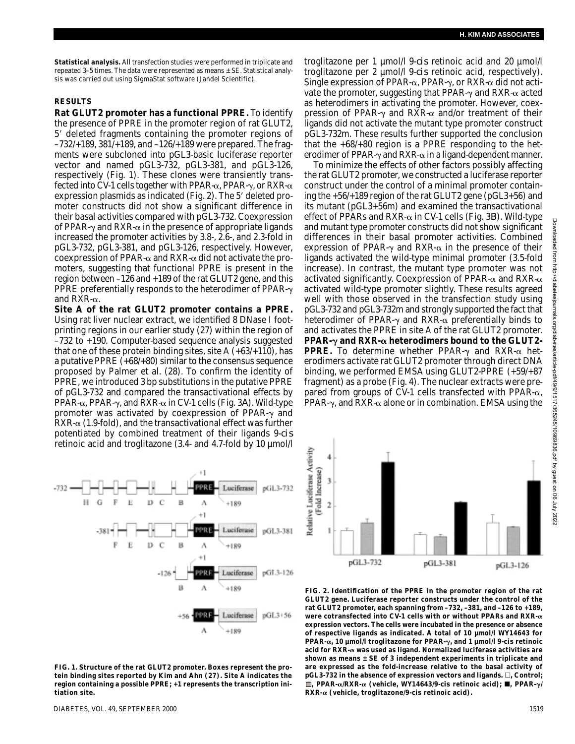**Statistical analysis.** All transfection studies were performed in triplicate and repeated 3–5 times. The data were represented as means ± SE. Statistical analysis was carried out using SigmaStat software (Jandel Scientific).

## RESULTS

**Rat GLUT2 promoter has a functional PPRE.** To identify the presence of PPRE in the promoter region of rat GLUT2, 5′ deleted fragments containing the promoter regions of –732/+189, 381/+189, and –126/+189 were prepared. The fragments were subcloned into pGL3-basic luciferase reporter vector and named pGL3-732, pGL3-381, and pGL3-126, respectively (Fig. 1). These clones were transiently transfected into CV-1 cells together with PPAR-α, PPAR-γ, or RXR-α expression plasmids as indicated (Fig. 2). The 5′ deleted promoter constructs did not show a significant difference in their basal activities compared with pGL3-732. Coexpression of PPAR-γ and RXR-α in the presence of appropriate ligands increased the promoter activities by 3.8-, 2.6-, and 2.3-fold in pGL3-732, pGL3-381, and pGL3-126, respectively. However, coexpression of PPAR-α and RXR-α did not activate the promoters, suggesting that functional PPRE is present in the region between –126 and +189 of the rat GLUT2 gene, and this PPRE preferentially responds to the heterodimer of PPAR-γ and RXR-α.

**Site A of the rat GLUT2 promoter contains a PPRE.** Using rat liver nuclear extract, we identified 8 DNase I footprinting regions in our earlier study (27) within the region of –732 to +190. Computer-based sequence analysis suggested that one of these protein binding sites, site A (+63/+110), has a putative PPRE (+68/+80) similar to the consensus sequence proposed by Palmer et al. (28). To confirm the identity of PPRE, we introduced 3 bp substitutions in the putative PPRE of pGL3-732 and compared the transactivational effects by PPAR-α, PPAR-γ, and RXR-α in CV-1 cells (Fig. 3A). Wild-type promoter was activated by coexpression of PPAR-γ and RXR-α (1.9-fold), and the transactivational effect was further potentiated by combined treatment of their ligands 9-*cis* retinoic acid and troglitazone (3.4- and 4.7-fold by 10 μmol/l troglitazone per 1 μmol/l 9-*cis* retinoic acid and 20 μmol/l troglitazone per 2 μmol/l 9-*cis* retinoic acid, respectively). Single expression of PPAR-α, PPAR-γ, or RXR-α did not activate the promoter, suggesting that PPAR-γ and RXR-α acted as heterodimers in activating the promoter. However, coexpression of PPAR-γ and RXR-α and/or treatment of their ligands did not activate the mutant type promoter construct pGL3-732m. These results further supported the conclusion that the +68/+80 region is a PPRE responding to the heterodimer of PPAR-γ and RXR-α in a ligand-dependent manner.

To minimize the effects of other factors possibly affecting the rat GLUT2 promoter, we constructed a luciferase reporter construct under the control of a minimal promoter containing the +56/+189 region of the rat GLUT2 gene (pGL3+56) and its mutant (pGL3+56m) and examined the transactivational effect of PPARs and RXR-α in CV-1 cells (Fig. 3B). Wild-type and mutant type promoter constructs did not show significant differences in their basal promoter activities. Combined expression of PPAR-γ and RXR-α in the presence of their ligands activated the wild-type minimal promoter (3.5-fold increase). In contrast, the mutant type promoter was not activated significantly. Coexpression of PPAR-α and RXR-α activated wild-type promoter slightly. These results agreed well with those observed in the transfection study using pGL3-732 and pGL3-732m and strongly supported the fact that heterodimer of PPAR-γ and RXR-α preferentially binds to and activates the PPRE in site A of the rat GLUT2 promoter.

**PPAR-γ and RXR-α heterodimers bound to the GLUT2-PPRE.** To determine whether PPAR-γ and RXR-α heterodimers activate rat GLUT2 promoter through direct DNA binding, we performed EMSA using GLUT2-PPRE (+59/+87 fragment) as a probe (Fig. 4). The nuclear extracts were prepared from groups of CV-1 cells transfected with PPAR-α, PPAR-γ, and RXR-α alone or in combination. EMSA using the

**FIG. 1. Structure of the rat GLUT2 promoter. Boxes represent the protein binding sites reported by Kim and Ahn (27). Site A indicates the region containing a possible PPRE; +1 represents the transcription initiation site.**

**FIG. 2. Identification of the PPRE in the promoter region of the rat GLUT2 gene. Luciferase reporter constructs under the control of the rat GLUT2 promoter, each spanning from –732, –381, and –126 to +189, were cotransfected into CV-1 cells with or without PPARs and RXR-α expression vectors. The cells were incubated in the presence or absence of respective ligands as indicated. A total of 10 μmol/l WY14643 for PPAR-α, 10 μmol/l troglitazone for PPAR-γ, and 1 μmol/l 9-cis retinoic acid for RXR-α was used as ligand. Normalized luciferase activities are shown as means ± SE of 3 independent experiments in triplicate and are expressed as the fold-increase relative to the basal activity of pGL3-732 in the absence of expression vectors and ligands. □, Control; ▨, PPAR-α/RXR-α (vehicle, WY14643/9-cis retinoic acid); ■, PPAR-γ/RXR-α (vehicle, troglitazone/9-cis retinoic acid).**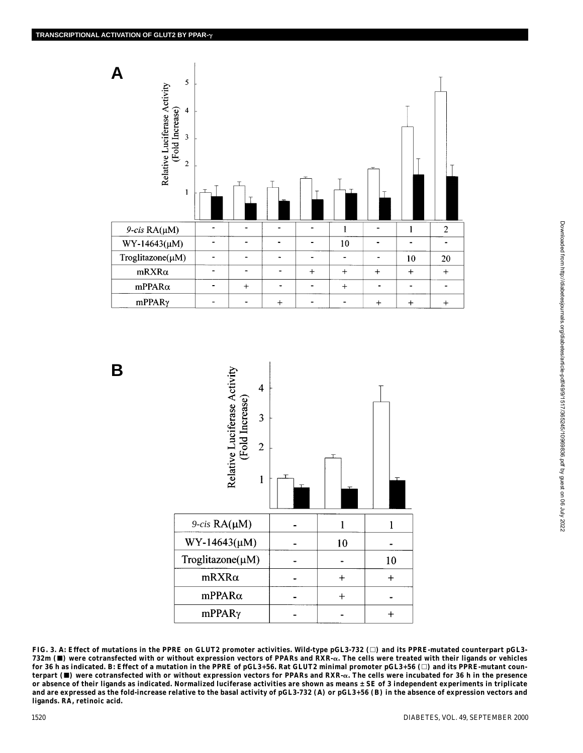**A**

| 9-cis RA(μM) | - | - | - | - | 1 | - | 1 | 2 |
|---|---|---|---|---|---|---|---|---|
| WY-14643(μM) | - | - | - | - | 10 | - | - | - |
| Troglitazone(μM) | - | - | - | - | - | - | 10 | 20 |
| mRXRα | - | - | - | + | + | + | + | + |
| mPPARα | - | + | - | - | + | - | - | - |
| mPPARγ | - | - | + | - | - | + | + | + |

**B**

| 9-cis RA(μM) | - | 1 | 1 |
|---|---|---|---|
| WY-14643(μM) | - | 10 | - |
| Troglitazone(μM) | - | - | 10 |
| mRXRα | - | + | + |
| mPPARα | - | + | - |
| mPPARγ | - | - | + |

**FIG. 3. A: Effect of mutations in the PPRE on GLUT2 promoter activities. Wild-type pGL3-732 (□) and its PPRE-mutated counterpart pGL3-732m (■) were cotransfected with or without expression vectors of PPARs and RXR-α. The cells were treated with their ligands or vehicles for 36 h as indicated. B: Effect of a mutation in the PPRE of pGL3+56. Rat GLUT2 minimal promoter pGL3+56 (□) and its PPRE-mutant counterpart (■) were cotransfected with or without expression vectors for PPARs and RXR-α. The cells were incubated for 36 h in the presence or absence of their ligands as indicated. Normalized luciferase activities are shown as means ± SE of 3 independent experiments in triplicate and are expressed as the fold-increase relative to the basal activity of pGL3-732 (A) or pGL3+56 (B) in the absence of expression vectors and ligands. RA, retinoic acid.**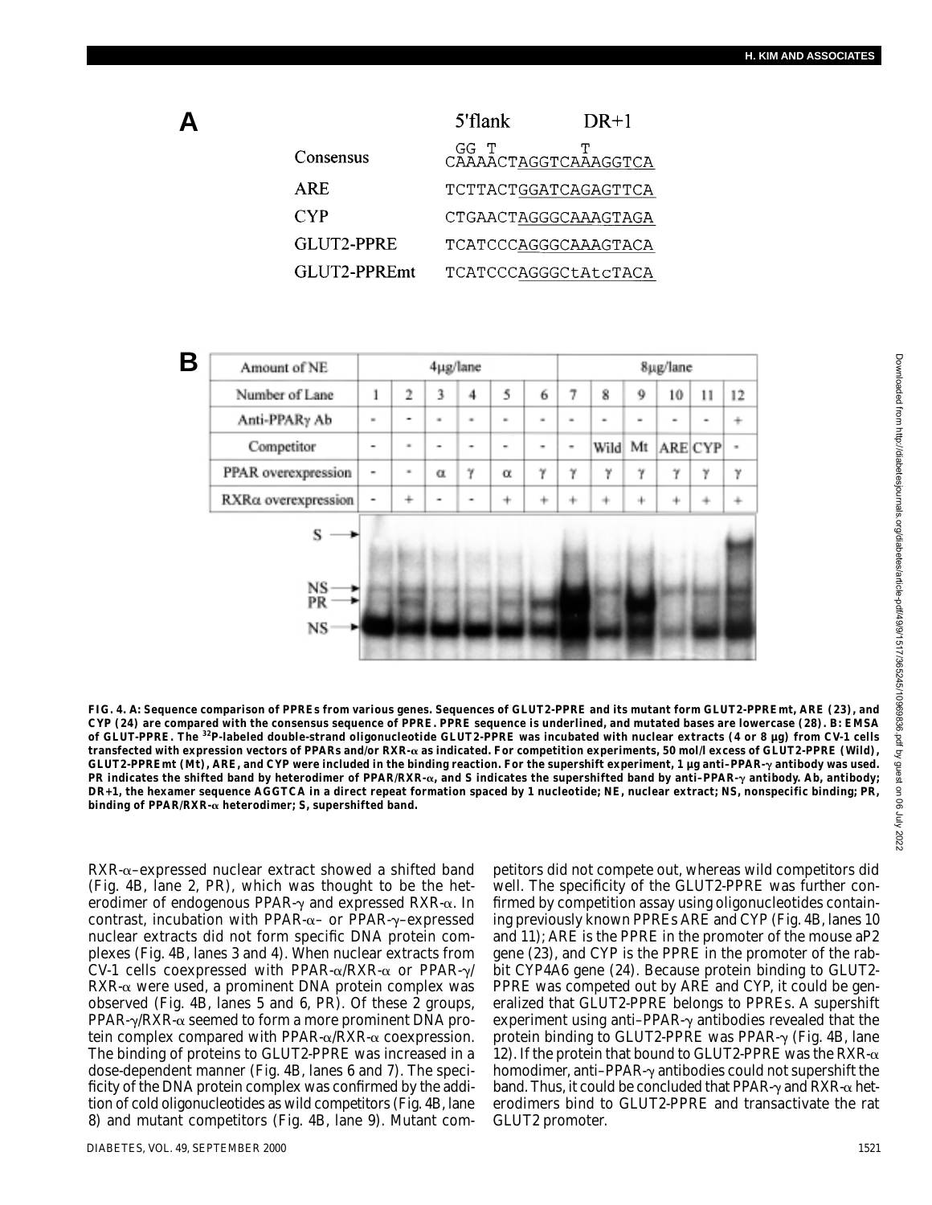**A**

| | 5'flank DR+1 |
|---|---|
| Consensus | CAAAACTAGGTCAAAGGTCA (GG T / T variants above) |
| ARE | TCTTACTGGATCAGAGTTCA |
| CYP | CTGAACTAGGGCAAAGTAGA |
| GLUT2-PPRE | TCATCCCAGGGCAAAGTACA |
| GLUT2-PPREmt | TCATCCCAGGGCtAtcTACA |

**B**

| Amount of NE | 4μg/lane | | | | | | 8μg/lane | | | | | |
|---|---|---|---|---|---|---|---|---|---|---|---|---|
| Number of Lane | 1 | 2 | 3 | 4 | 5 | 6 | 7 | 8 | 9 | 10 | 11 | 12 |
| Anti-PPARγ Ab | - | - | - | - | - | - | - | - | - | - | - | + |
| Competitor | - | - | - | - | - | - | - | Wild | Mt | ARE | CYP | - |
| PPAR overexpression | - | - | α | γ | α | γ | γ | γ | γ | γ | γ | γ |
| RXRα overexpression | - | + | - | - | + | + | + | + | + | + | + | + |

S →

NS →
PR →
NS →

**FIG. 4. A: Sequence comparison of PPREs from various genes. Sequences of GLUT2-PPRE and its mutant form GLUT2-PPREmt, ARE (23), and CYP (24) are compared with the consensus sequence of PPRE. PPRE sequence is underlined, and mutated bases are lowercase (28). B: EMSA of GLUT-PPRE. The $^{32}$P-labeled double-strand oligonucleotide GLUT2-PPRE was incubated with nuclear extracts (4 or 8 μg) from CV-1 cells transfected with expression vectors of PPARs and/or RXR-α as indicated. For competition experiments, 50 mol/l excess of GLUT2-PPRE (Wild), GLUT2-PPREmt (Mt), ARE, and CYP were included in the binding reaction. For the supershift experiment, 1 μg anti–PPAR-γ antibody was used. PR indicates the shifted band by heterodimer of PPAR/RXR-α, and S indicates the supershifted band by anti–PPAR-γ antibody. Ab, antibody; DR+1, the hexamer sequence AGGTCA in a direct repeat formation spaced by 1 nucleotide; NE, nuclear extract; NS, nonspecific binding; PR, binding of PPAR/RXR-α heterodimer; S, supershifted band.**

RXR-α–expressed nuclear extract showed a shifted band (Fig. 4B, lane 2, PR), which was thought to be the heterodimer of endogenous PPAR-γ and expressed RXR-α. In contrast, incubation with PPAR-α– or PPAR-γ–expressed nuclear extracts did not form specific DNA protein complexes (Fig. 4B, lanes 3 and 4). When nuclear extracts from CV-1 cells coexpressed with PPAR-α/RXR-α or PPAR-γ/RXR-α were used, a prominent DNA protein complex was observed (Fig. 4B, lanes 5 and 6, PR). Of these 2 groups, PPAR-γ/RXR-α seemed to form a more prominent DNA protein complex compared with PPAR-α/RXR-α coexpression. The binding of proteins to GLUT2-PPRE was increased in a dose-dependent manner (Fig. 4B, lanes 6 and 7). The specificity of the DNA protein complex was confirmed by the addition of cold oligonucleotides as wild competitors (Fig. 4B, lane 8) and mutant competitors (Fig. 4B, lane 9). Mutant competitors did not compete out, whereas wild competitors did well. The specificity of the GLUT2-PPRE was further confirmed by competition assay using oligonucleotides containing previously known PPREs ARE and CYP (Fig. 4B, lanes 10 and 11); ARE is the PPRE in the promoter of the mouse aP2 gene (23), and CYP is the PPRE in the promoter of the rabbit CYP4A6 gene (24). Because protein binding to GLUT2-PPRE was competed out by ARE and CYP, it could be generalized that GLUT2-PPRE belongs to PPREs. A supershift experiment using anti–PPAR-γ antibodies revealed that the protein binding to GLUT2-PPRE was PPAR-γ (Fig. 4B, lane 12). If the protein that bound to GLUT2-PPRE was the RXR-α homodimer, anti–PPAR-γ antibodies could not supershift the band. Thus, it could be concluded that PPAR-γ and RXR-α heterodimers bind to GLUT2-PPRE and transactivate the rat GLUT2 promoter.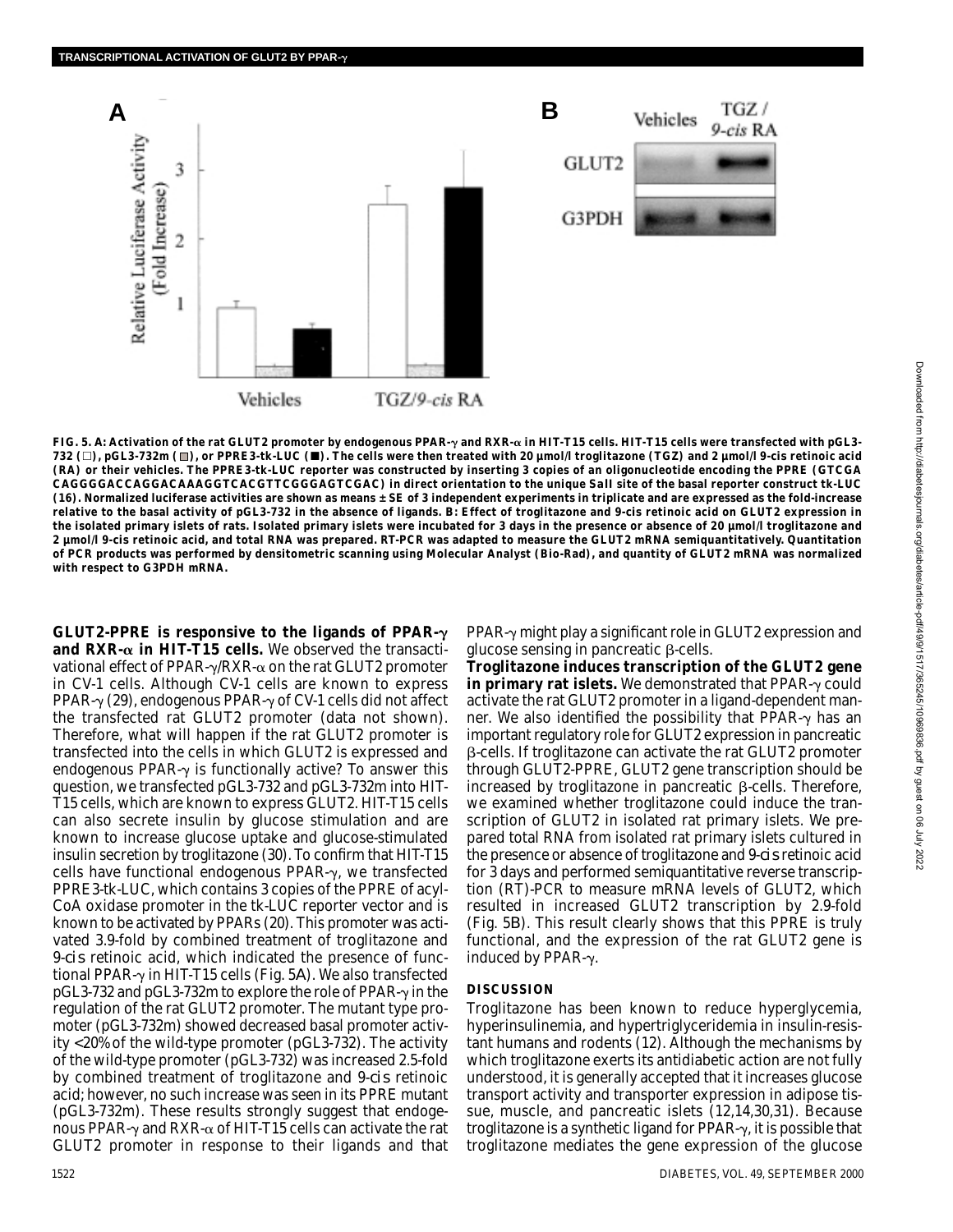FIG. 5. A: Activation of the rat GLUT2 promoter by endogenous PPAR-γ and RXR-α in HIT-T15 cells. HIT-T15 cells were transfected with pGL3-732 (□), pGL3-732m (▨), or PPRE3-tk-LUC (■). The cells were then treated with 20 µmol/l troglitazone (TGZ) and 2 µmol/l 9-cis retinoic acid (RA) or their vehicles. The PPRE3-tk-LUC reporter was constructed by inserting 3 copies of an oligonucleotide encoding the PPRE (GTCGACAGGGGACCAGGACAAAGGTCACGTTCGGGAGTCGAC) in direct orientation to the unique *Sal*I site of the basal reporter construct tk-LUC (16). Normalized luciferase activities are shown as means ± SE of 3 independent experiments in triplicate and are expressed as the fold-increase relative to the basal activity of pGL3-732 in the absence of ligands. B: Effect of troglitazone and 9-cis retinoic acid on GLUT2 expression in the isolated primary islets of rats. Isolated primary islets were incubated for 3 days in the presence or absence of 20 µmol/l troglitazone and 2 µmol/l 9-cis retinoic acid, and total RNA was prepared. RT-PCR was adapted to measure the GLUT2 mRNA semiquantitatively. Quantitation of PCR products was performed by densitometric scanning using Molecular Analyst (Bio-Rad), and quantity of GLUT2 mRNA was normalized with respect to G3PDH mRNA.

**GLUT2-PPRE is responsive to the ligands of PPAR-γ and RXR-α in HIT-T15 cells.** We observed the transactivational effect of PPAR-γ/RXR-α on the rat GLUT2 promoter in CV-1 cells. Although CV-1 cells are known to express PPAR-γ (29), endogenous PPAR-γ of CV-1 cells did not affect the transfected rat GLUT2 promoter (data not shown). Therefore, what will happen if the rat GLUT2 promoter is transfected into the cells in which GLUT2 is expressed and endogenous PPAR-γ is functionally active? To answer this question, we transfected pGL3-732 and pGL3-732m into HIT-T15 cells, which are known to express GLUT2. HIT-T15 cells can also secrete insulin by glucose stimulation and are known to increase glucose uptake and glucose-stimulated insulin secretion by troglitazone (30). To confirm that HIT-T15 cells have functional endogenous PPAR-γ, we transfected PPRE3-tk-LUC, which contains 3 copies of the PPRE of acyl-CoA oxidase promoter in the tk-LUC reporter vector and is known to be activated by PPARs (20). This promoter was activated 3.9-fold by combined treatment of troglitazone and 9-*cis* retinoic acid, which indicated the presence of functional PPAR-γ in HIT-T15 cells (Fig. 5A). We also transfected pGL3-732 and pGL3-732m to explore the role of PPAR-γ in the regulation of the rat GLUT2 promoter. The mutant type promoter (pGL3-732m) showed decreased basal promoter activity <20% of the wild-type promoter (pGL3-732). The activity of the wild-type promoter (pGL3-732) was increased 2.5-fold by combined treatment of troglitazone and 9-*cis* retinoic acid; however, no such increase was seen in its PPRE mutant (pGL3-732m). These results strongly suggest that endogenous PPAR-γ and RXR-α of HIT-T15 cells can activate the rat GLUT2 promoter in response to their ligands and that PPAR-γ might play a significant role in GLUT2 expression and glucose sensing in pancreatic β-cells.

**Troglitazone induces transcription of the GLUT2 gene in primary rat islets.** We demonstrated that PPAR-γ could activate the rat GLUT2 promoter in a ligand-dependent manner. We also identified the possibility that PPAR-γ has an important regulatory role for GLUT2 expression in pancreatic β-cells. If troglitazone can activate the rat GLUT2 promoter through GLUT2-PPRE, GLUT2 gene transcription should be increased by troglitazone in pancreatic β-cells. Therefore, we examined whether troglitazone could induce the transcription of GLUT2 in isolated rat primary islets. We prepared total RNA from isolated rat primary islets cultured in the presence or absence of troglitazone and 9-*cis* retinoic acid for 3 days and performed semiquantitative reverse transcription (RT)-PCR to measure mRNA levels of GLUT2, which resulted in increased GLUT2 transcription by 2.9-fold (Fig. 5B). This result clearly shows that this PPRE is truly functional, and the expression of the rat GLUT2 gene is induced by PPAR-γ.

## DISCUSSION

Troglitazone has been known to reduce hyperglycemia, hyperinsulinemia, and hypertriglyceridemia in insulin-resistant humans and rodents (12). Although the mechanisms by which troglitazone exerts its antidiabetic action are not fully understood, it is generally accepted that it increases glucose transport activity and transporter expression in adipose tissue, muscle, and pancreatic islets (12,14,30,31). Because troglitazone is a synthetic ligand for PPAR-γ, it is possible that troglitazone mediates the gene expression of the glucose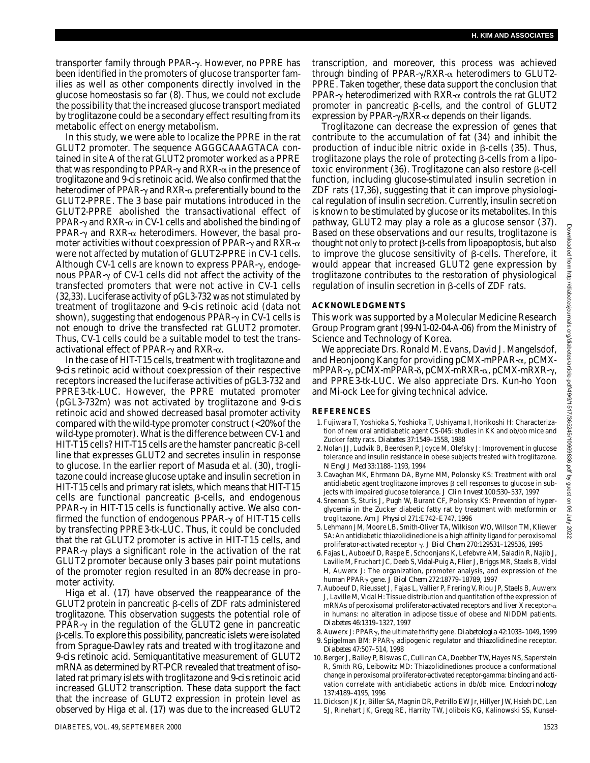transporter family through PPAR-γ. However, no PPRE has been identified in the promoters of glucose transporter families as well as other components directly involved in the glucose homeostasis so far (8). Thus, we could not exclude the possibility that the increased glucose transport mediated by troglitazone could be a secondary effect resulting from its metabolic effect on energy metabolism.

In this study, we were able to localize the PPRE in the rat GLUT2 promoter. The sequence AGGGCAAAGTACA contained in site A of the rat GLUT2 promoter worked as a PPRE that was responding to PPAR-γ and RXR-α in the presence of troglitazone and 9-*cis* retinoic acid. We also confirmed that the heterodimer of PPAR-γ and RXR-α preferentially bound to the GLUT2-PPRE. The 3 base pair mutations introduced in the GLUT2-PPRE abolished the transactivational effect of PPAR-γ and RXR-α in CV-1 cells and abolished the binding of PPAR-γ and RXR-α heterodimers. However, the basal promoter activities without coexpression of PPAR-γ and RXR-α were not affected by mutation of GLUT2-PPRE in CV-1 cells. Although CV-1 cells are known to express PPAR-γ, endogenous PPAR-γ of CV-1 cells did not affect the activity of the transfected promoters that were not active in CV-1 cells (32,33). Luciferase activity of pGL3-732 was not stimulated by treatment of troglitazone and 9-*cis* retinoic acid (data not shown), suggesting that endogenous PPAR-γ in CV-1 cells is not enough to drive the transfected rat GLUT2 promoter. Thus, CV-1 cells could be a suitable model to test the transactivational effect of PPAR-γ and RXR-α.

In the case of HIT-T15 cells, treatment with troglitazone and 9-*cis* retinoic acid without coexpression of their respective receptors increased the luciferase activities of pGL3-732 and PPRE3-tk-LUC. However, the PPRE mutated promoter (pGL3-732m) was not activated by troglitazone and 9-*cis* retinoic acid and showed decreased basal promoter activity compared with the wild-type promoter construct (<20% of the wild-type promoter). What is the difference between CV-1 and HIT-T15 cells? HIT-T15 cells are the hamster pancreatic β-cell line that expresses GLUT2 and secretes insulin in response to glucose. In the earlier report of Masuda et al. (30), troglitazone could increase glucose uptake and insulin secretion in HIT-T15 cells and primary rat islets, which means that HIT-T15 cells are functional pancreatic β-cells, and endogenous PPAR-γ in HIT-T15 cells is functionally active. We also confirmed the function of endogenous PPAR-γ of HIT-T15 cells by transfecting PPRE3-tk-LUC. Thus, it could be concluded that the rat GLUT2 promoter is active in HIT-T15 cells, and PPAR-γ plays a significant role in the activation of the rat GLUT2 promoter because only 3 bases pair point mutations of the promoter region resulted in an 80% decrease in promoter activity.

Higa et al. (17) have observed the reappearance of the GLUT2 protein in pancreatic β-cells of ZDF rats administered troglitazone. This observation suggests the potential role of PPAR-γ in the regulation of the GLUT2 gene in pancreatic β-cells. To explore this possibility, pancreatic islets were isolated from Sprague-Dawley rats and treated with troglitazone and 9-*cis* retinoic acid. Semiquantitative measurement of GLUT2 mRNA as determined by RT-PCR revealed that treatment of isolated rat primary islets with troglitazone and 9-*cis* retinoic acid increased GLUT2 transcription. These data support the fact that the increase of GLUT2 expression in protein level as observed by Higa et al. (17) was due to the increased GLUT2 transcription, and moreover, this process was achieved through binding of PPAR-γ/RXR-α heterodimers to GLUT2-PPRE. Taken together, these data support the conclusion that PPAR-γ heterodimerized with RXR-α controls the rat GLUT2 promoter in pancreatic β-cells, and the control of GLUT2 expression by PPAR-γ/RXR-α depends on their ligands.

Troglitazone can decrease the expression of genes that contribute to the accumulation of fat (34) and inhibit the production of inducible nitric oxide in β-cells (35). Thus, troglitazone plays the role of protecting β-cells from a lipotoxic environment (36). Troglitazone can also restore β-cell function, including glucose-stimulated insulin secretion in ZDF rats (17,36), suggesting that it can improve physiological regulation of insulin secretion. Currently, insulin secretion is known to be stimulated by glucose or its metabolites. In this pathway, GLUT2 may play a role as a glucose sensor (37). Based on these observations and our results, troglitazone is thought not only to protect β-cells from lipoapoptosis, but also to improve the glucose sensitivity of β-cells. Therefore, it would appear that increased GLUT2 gene expression by troglitazone contributes to the restoration of physiological regulation of insulin secretion in β-cells of ZDF rats.

## ACKNOWLEDGMENTS

This work was supported by a Molecular Medicine Research Group Program grant (99-N1-02-04-A-06) from the Ministry of Science and Technology of Korea.

We appreciate Drs. Ronald M. Evans, David J. Mangelsdof, and Heonjoong Kang for providing pCMX-mPPAR-α, pCMX-mPPAR-γ, pCMX-mPPAR-δ, pCMX-mRXR-α, pCMX-mRXR-γ, and PPRE3-tk-LUC. We also appreciate Drs. Kun-ho Yoon and Mi-ock Lee for giving technical advice.

## REFERENCES

1. Fujiwara T, Yoshioka S, Yoshioka T, Ushiyama I, Horikoshi H: Characterization of new oral antidiabetic agent CS-045: studies in KK and ob/ob mice and Zucker fatty rats. *Diabetes* 37:1549–1558, 1988
2. Nolan JJ, Ludvik B, Beerdsen P, Joyce M, Olefsky J: Improvement in glucose tolerance and insulin resistance in obese subjects treated with troglitazone. *N Engl J Med* 33:1188–1193, 1994
3. Cavaghan MK, Ehrmann DA, Byrne MM, Polonsky KS: Treatment with oral antidiabetic agent troglitazone improves β cell responses to glucose in subjects with impaired glucose tolerance. *J Clin Invest* 100:530–537, 1997
4. Sreenan S, Sturis J, Pugh W, Burant CF, Polonsky KS: Prevention of hyperglycemia in the Zucker diabetic fatty rat by treatment with metformin or troglitazone. *Am J Physiol* 271:E742–E747, 1996
5. Lehmann JM, Moore LB, Smith-Oliver TA, Wilkison WO, Willson TM, Kliewer SA: An antidiabetic thiazolidinedione is a high affinity ligand for peroxisomal proliferator-activated receptor γ. *J Biol Chem* 270:129531–129536, 1995
6. Fajas L, Auboeuf D, Raspe E, Schoonjans K, Lefebvre AM, Saladin R, Najib J, Laville M, Fruchart JC, Deeb S, Vidal-Puig A, Flier J, Briggs MR, Staels B, Vidal H, Auwerx J: The organization, promoter analysis, and expression of the human PPARγ gene. *J Biol Chem* 272:18779–18789, 1997
7. Auboeuf D, Rieusset J, Fajas L, Vallier P, Frering V, Riou JP, Staels B, Auwerx J, Laville M, Vidal H: Tissue distribution and quantitation of the expression of mRNAs of peroxisomal proliferator-activated receptors and liver X receptor-α in humans: no alteration in adipose tissue of obese and NIDDM patients. *Diabetes* 46:1319–1327, 1997
8. Auwerx J: PPARγ, the ultimate thrifty gene. *Diabetologia* 42:1033–1049, 1999
9. Spigelman BM: PPARγ adipogenic regulator and thiazolidinedine receptor. *Diabetes* 47:507–514, 1998
10. Berger J, Bailey P, Biswas C, Cullinan CA, Doebber TW, Hayes NS, Saperstein R, Smith RG, Leibowitz MD: Thiazolidinediones produce a conformational change in peroxisomal proliferator-activated receptor-gamma: binding and activation correlate with antidiabetic actions in db/db mice. *Endocrinology* 137:4189–4195, 1996
11. Dickson JK Jr, Biller SA, Magnin DR, Petrillo EW Jr, Hillyer JW, Hsieh DC, Lan SJ, Rinehart JK, Gregg RE, Harrity TW, Jolibois KG, Kalinowski SS, Kunsel-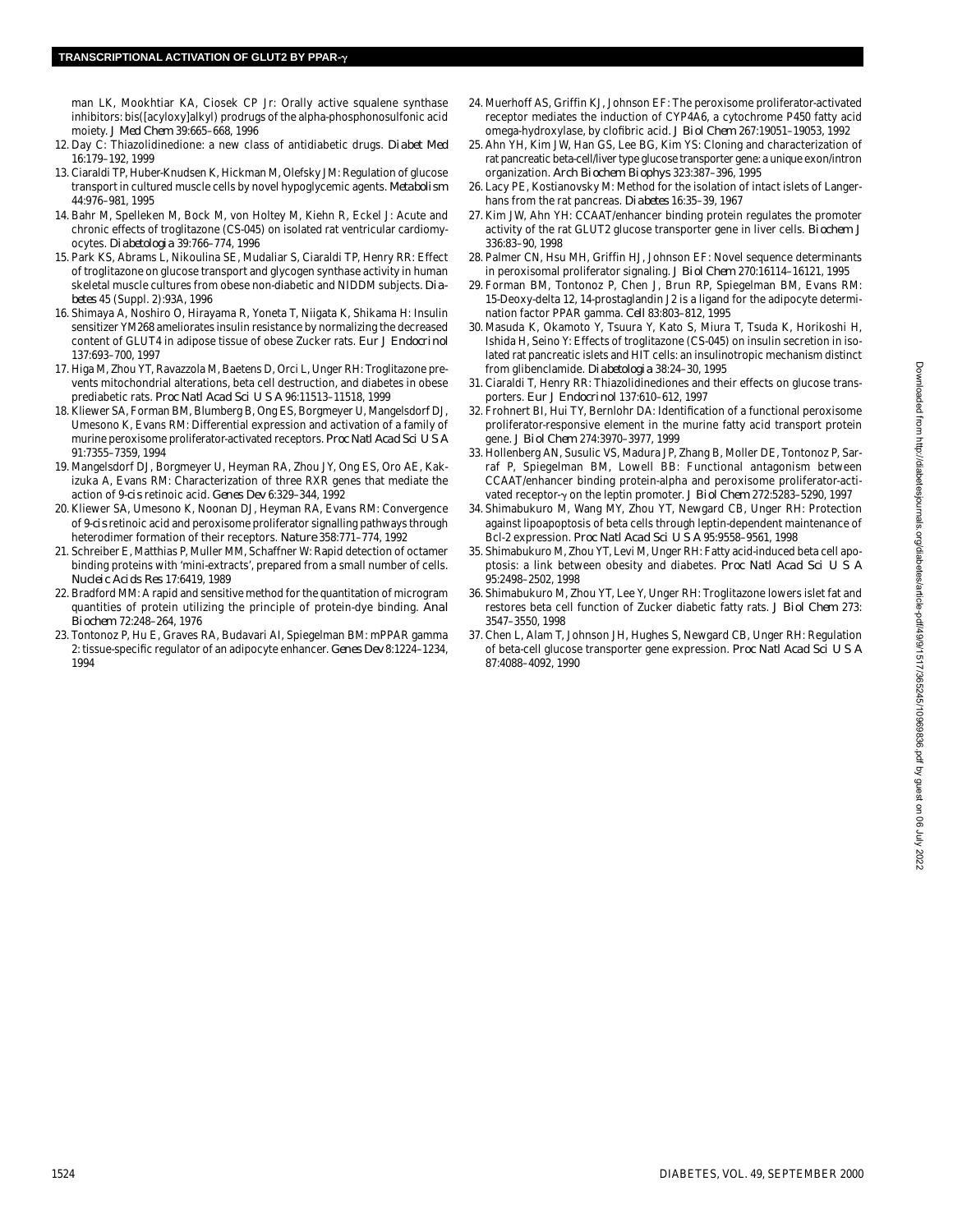man LK, Mookhtiar KA, Ciosek CP Jr: Orally active squalene synthase inhibitors: bis([acyloxy]alkyl) prodrugs of the alpha-phosphonosulfonic acid moiety. *J Med Chem* 39:665–668, 1996

12. Day C: Thiazolidinedione: a new class of antidiabetic drugs. *Diabet Med* 16:179–192, 1999
13. Ciaraldi TP, Huber-Knudsen K, Hickman M, Olefsky JM: Regulation of glucose transport in cultured muscle cells by novel hypoglycemic agents. *Metabolism* 44:976–981, 1995
14. Bahr M, Spelleken M, Bock M, von Holtey M, Kiehn R, Eckel J: Acute and chronic effects of troglitazone (CS-045) on isolated rat ventricular cardiomyocytes. *Diabetologia* 39:766–774, 1996
15. Park KS, Abrams L, Nikoulina SE, Mudaliar S, Ciaraldi TP, Henry RR: Effect of troglitazone on glucose transport and glycogen synthase activity in human skeletal muscle cultures from obese non-diabetic and NIDDM subjects. *Diabetes* 45 (Suppl. 2):93A, 1996
16. Shimaya A, Noshiro O, Hirayama R, Yoneta T, Niigata K, Shikama H: Insulin sensitizer YM268 ameliorates insulin resistance by normalizing the decreased content of GLUT4 in adipose tissue of obese Zucker rats. *Eur J Endocrinol* 137:693–700, 1997
17. Higa M, Zhou YT, Ravazzola M, Baetens D, Orci L, Unger RH: Troglitazone prevents mitochondrial alterations, beta cell destruction, and diabetes in obese prediabetic rats. *Proc Natl Acad Sci U S A* 96:11513–11518, 1999
18. Kliewer SA, Forman BM, Blumberg B, Ong ES, Borgmeyer U, Mangelsdorf DJ, Umesono K, Evans RM: Differential expression and activation of a family of murine peroxisome proliferator-activated receptors. *Proc Natl Acad Sci U S A* 91:7355–7359, 1994
19. Mangelsdorf DJ, Borgmeyer U, Heyman RA, Zhou JY, Ong ES, Oro AE, Kakizuka A, Evans RM: Characterization of three RXR genes that mediate the action of 9-*cis* retinoic acid. *Genes Dev* 6:329–344, 1992
20. Kliewer SA, Umesono K, Noonan DJ, Heyman RA, Evans RM: Convergence of 9-*cis* retinoic acid and peroxisome proliferator signalling pathways through heterodimer formation of their receptors. *Nature* 358:771–774, 1992
21. Schreiber E, Matthias P, Muller MM, Schaffner W: Rapid detection of octamer binding proteins with 'mini-extracts', prepared from a small number of cells. *Nucleic Acids Res* 17:6419, 1989
22. Bradford MM: A rapid and sensitive method for the quantitation of microgram quantities of protein utilizing the principle of protein-dye binding. *Anal Biochem* 72:248–264, 1976
23. Tontonoz P, Hu E, Graves RA, Budavari AI, Spiegelman BM: mPPAR gamma 2: tissue-specific regulator of an adipocyte enhancer. *Genes Dev* 8:1224–1234, 1994
24. Muerhoff AS, Griffin KJ, Johnson EF: The peroxisome proliferator-activated receptor mediates the induction of CYP4A6, a cytochrome P450 fatty acid omega-hydroxylase, by clofibric acid. *J Biol Chem* 267:19051–19053, 1992
25. Ahn YH, Kim JW, Han GS, Lee BG, Kim YS: Cloning and characterization of rat pancreatic beta-cell/liver type glucose transporter gene: a unique exon/intron organization. *Arch Biochem Biophys* 323:387–396, 1995
26. Lacy PE, Kostianovsky M: Method for the isolation of intact islets of Langerhans from the rat pancreas. *Diabetes* 16:35–39, 1967
27. Kim JW, Ahn YH: CCAAT/enhancer binding protein regulates the promoter activity of the rat GLUT2 glucose transporter gene in liver cells. *Biochem J* 336:83–90, 1998
28. Palmer CN, Hsu MH, Griffin HJ, Johnson EF: Novel sequence determinants in peroxisomal proliferator signaling. *J Biol Chem* 270:16114–16121, 1995
29. Forman BM, Tontonoz P, Chen J, Brun RP, Spiegelman BM, Evans RM: 15-Deoxy-delta 12, 14-prostaglandin J2 is a ligand for the adipocyte determination factor PPAR gamma. *Cell* 83:803–812, 1995
30. Masuda K, Okamoto Y, Tsuura Y, Kato S, Miura T, Tsuda K, Horikoshi H, Ishida H, Seino Y: Effects of troglitazone (CS-045) on insulin secretion in isolated rat pancreatic islets and HIT cells: an insulinotropic mechanism distinct from glibenclamide. *Diabetologia* 38:24–30, 1995
31. Ciaraldi T, Henry RR: Thiazolidinediones and their effects on glucose transporters. *Eur J Endocrinol* 137:610–612, 1997
32. Frohnert BI, Hui TY, Bernlohr DA: Identification of a functional peroxisome proliferator-responsive element in the murine fatty acid transport protein gene. *J Biol Chem* 274:3970–3977, 1999
33. Hollenberg AN, Susulic VS, Madura JP, Zhang B, Moller DE, Tontonoz P, Sarraf P, Spiegelman BM, Lowell BB: Functional antagonism between CCAAT/enhancer binding protein-alpha and peroxisome proliferator-activated receptor-γ on the leptin promoter. *J Biol Chem* 272:5283–5290, 1997
34. Shimabukuro M, Wang MY, Zhou YT, Newgard CB, Unger RH: Protection against lipoapoptosis of beta cells through leptin-dependent maintenance of Bcl-2 expression. *Proc Natl Acad Sci U S A* 95:9558–9561, 1998
35. Shimabukuro M, Zhou YT, Levi M, Unger RH: Fatty acid-induced beta cell apoptosis: a link between obesity and diabetes. *Proc Natl Acad Sci U S A* 95:2498–2502, 1998
36. Shimabukuro M, Zhou YT, Lee Y, Unger RH: Troglitazone lowers islet fat and restores beta cell function of Zucker diabetic fatty rats. *J Biol Chem* 273: 3547–3550, 1998
37. Chen L, Alam T, Johnson JH, Hughes S, Newgard CB, Unger RH: Regulation of beta-cell glucose transporter gene expression. *Proc Natl Acad Sci U S A* 87:4088–4092, 1990